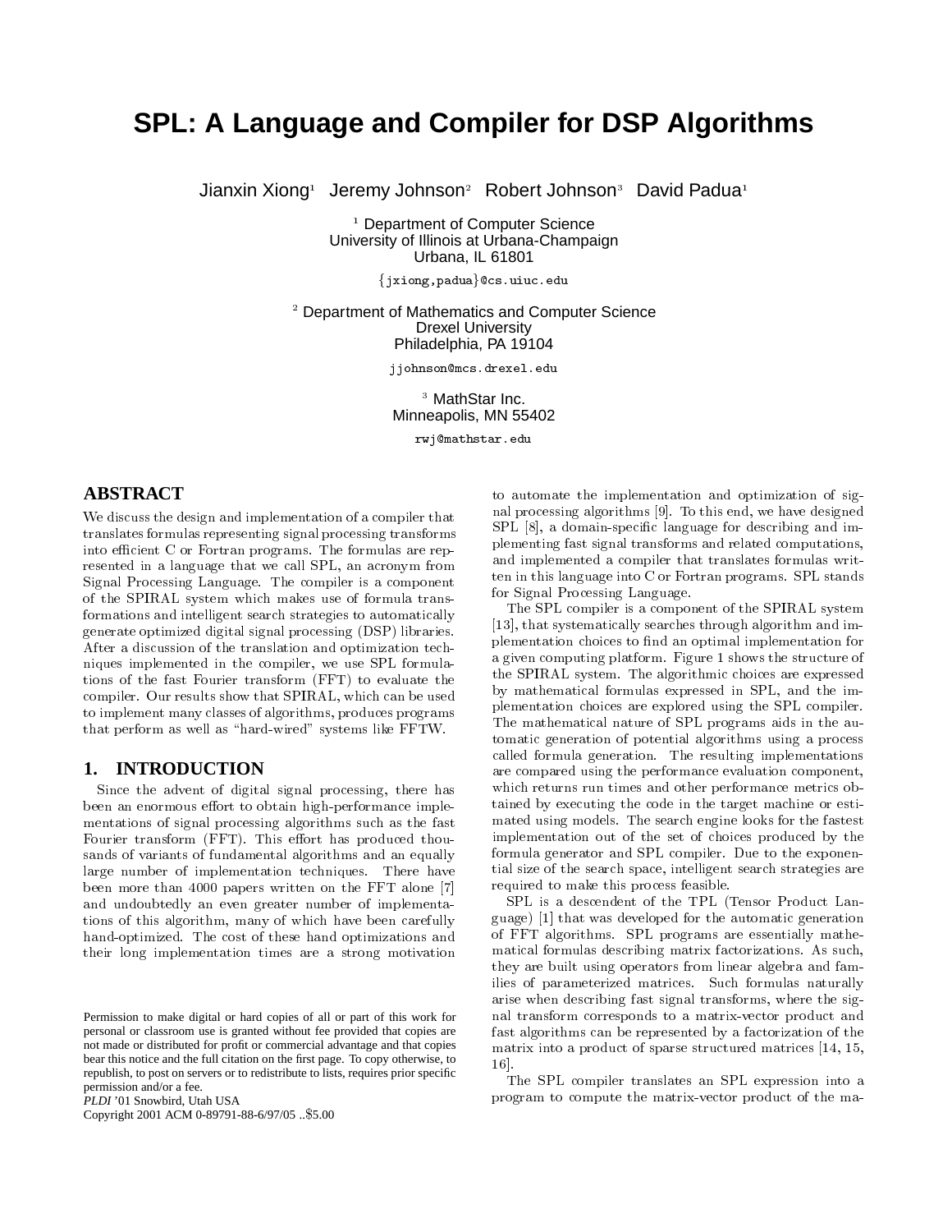# SPL: A Language and Compiler for DSP Algorithms

Jianxin Xiong[1] Jeremy Johnson[2] Robert Johnson[3] David Padua[1]

[1] Department of Computer Science
University of Illinois at Urbana-Champaign
Urbana, IL 61801

{jxiong,padua}@cs.uiuc.edu

[2] Department of Mathematics and Computer Science
Drexel University
Philadelphia, PA 19104

jjohnson@mcs.drexel.edu

[3] MathStar Inc.
Minneapolis, MN 55402

rwj@mathstar.edu

## ABSTRACT

We discuss the design and implementation of a compiler that translates formulas representing signal processing transforms into efficient C or Fortran programs. The formulas are represented in a language that we call SPL, an acronym from Signal Processing Language. The compiler is a component of the SPIRAL system which makes use of formula transformations and intelligent search strategies to automatically generate optimized digital signal processing (DSP) libraries. After a discussion of the translation and optimization techniques implemented in the compiler, we use SPL formulations of the fast Fourier transform (FFT) to evaluate the compiler. Our results show that SPIRAL, which can be used to implement many classes of algorithms, produces programs that perform as well as "hard-wired" systems like FFTW.

## 1. INTRODUCTION

Since the advent of digital signal processing, there has been an enormous effort to obtain high-performance implementations of signal processing algorithms such as the fast Fourier transform (FFT). This effort has produced thousands of variants of fundamental algorithms and an equally large number of implementation techniques. There have been more than 4000 papers written on the FFT alone [7] and undoubtedly an even greater number of implementations of this algorithm, many of which have been carefully hand-optimized. The cost of these hand optimizations and their long implementation times are a strong motivation to automate the implementation and optimization of signal processing algorithms [9]. To this end, we have designed SPL [8], a domain-specific language for describing and implementing fast signal transforms and related computations, and implemented a compiler that translates formulas written in this language into C or Fortran programs. SPL stands for Signal Processing Language.

The SPL compiler is a component of the SPIRAL system [13], that systematically searches through algorithm and implementation choices to find an optimal implementation for a given computing platform. Figure 1 shows the structure of the SPIRAL system. The algorithmic choices are expressed by mathematical formulas expressed in SPL, and the implementation choices are explored using the SPL compiler. The mathematical nature of SPL programs aids in the automatic generation of potential algorithms using a process called formula generation. The resulting implementations are compared using the performance evaluation component, which returns run times and other performance metrics obtained by executing the code in the target machine or estimated using models. The search engine looks for the fastest implementation out of the set of choices produced by the formula generator and SPL compiler. Due to the exponential size of the search space, intelligent search strategies are required to make this process feasible.

SPL is a descendent of the TPL (Tensor Product Language) [1] that was developed for the automatic generation of FFT algorithms. SPL programs are essentially mathematical formulas describing matrix factorizations. As such, they are built using operators from linear algebra and families of parameterized matrices. Such formulas naturally arise when describing fast signal transforms, where the signal transform corresponds to a matrix-vector product and fast algorithms can be represented by a factorization of the matrix into a product of sparse structured matrices [14, 15, 16].

The SPL compiler translates an SPL expression into a program to compute the matrix-vector product of the ma-

Permission to make digital or hard copies of all or part of this work for personal or classroom use is granted without fee provided that copies are not made or distributed for profit or commercial advantage and that copies bear this notice and the full citation on the first page. To copy otherwise, to republish, to post on servers or to redistribute to lists, requires prior specific permission and/or a fee.
*PLDI* '01 Snowbird, Utah USA
Copyright 2001 ACM 0-89791-88-6/97/05 ..$5.00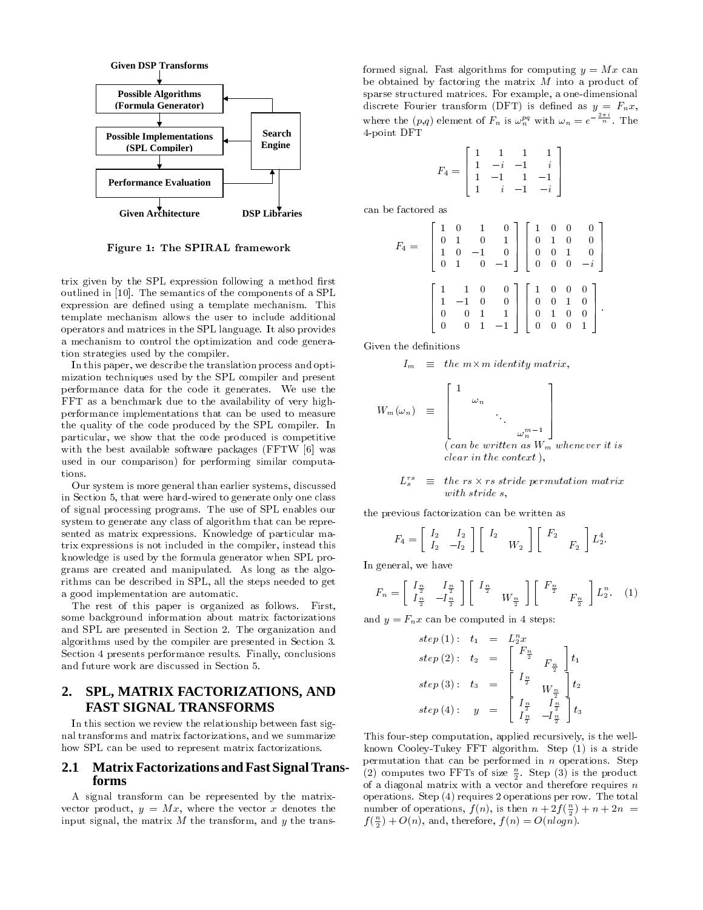Given DSP Transforms

Possible Algorithms (Formula Generator)

Possible Implementations (SPL Compiler)

Performance Evaluation

Search Engine

Given Architecture

DSP Libraries

**Figure 1: The SPIRAL framework**

trix given by the SPL expression following a method first outlined in [10]. The semantics of the components of a SPL expression are defined using a template mechanism. This template mechanism allows the user to include additional operators and matrices in the SPL language. It also provides a mechanism to control the optimization and code generation strategies used by the compiler.

In this paper, we describe the translation process and optimization techniques used by the SPL compiler and present performance data for the code it generates. We use the FFT as a benchmark due to the availability of very high-performance implementations that can be used to measure the quality of the code produced by the SPL compiler. In particular, we show that the code produced is competitive with the best available software packages (FFTW [6] was used in our comparison) for performing similar computations.

Our system is more general than earlier systems, discussed in Section 5, that were hard-wired to generate only one class of signal processing programs. The use of SPL enables our system to generate any class of algorithm that can be represented as matrix expressions. Knowledge of particular matrix expressions is not included in the compiler, instead this knowledge is used by the formula generator when SPL programs are created and manipulated. As long as the algorithms can be described in SPL, all the steps needed to get a good implementation are automatic.

The rest of this paper is organized as follows. First, some background information about matrix factorizations and SPL are presented in Section 2. The organization and algorithms used by the compiler are presented in Section 3. Section 4 presents performance results. Finally, conclusions and future work are discussed in Section 5.

## 2. SPL, MATRIX FACTORIZATIONS, AND FAST SIGNAL TRANSFORMS

In this section we review the relationship between fast signal transforms and matrix factorizations, and we summarize how SPL can be used to represent matrix factorizations.

### 2.1 Matrix Factorizations and Fast Signal Transforms

A signal transform can be represented by the matrix-vector product, $y = Mx$, where the vector $x$ denotes the input signal, the matrix $M$ the transform, and $y$ the transformed signal. Fast algorithms for computing $y = Mx$ can be obtained by factoring the matrix $M$ into a product of sparse structured matrices. For example, a one-dimensional discrete Fourier transform (DFT) is defined as $y = F_n x$, where the $(p,q)$ element of $F_n$ is $\omega_n^{pq}$ with $\omega_n = e^{-\frac{2\pi i}{n}}$. The 4-point DFT

$$F_4 = \begin{bmatrix} 1 & 1 & 1 & 1 \\ 1 & -i & -1 & i \\ 1 & -1 & 1 & -1 \\ 1 & i & -1 & -i \end{bmatrix}$$

can be factored as

$$F_4 = \begin{bmatrix} 1 & 0 & 1 & 0 \\ 0 & 1 & 0 & 1 \\ 1 & 0 & -1 & 0 \\ 0 & 1 & 0 & -1 \end{bmatrix} \begin{bmatrix} 1 & 0 & 0 & 0 \\ 0 & 1 & 0 & 0 \\ 0 & 0 & 1 & 0 \\ 0 & 0 & 0 & -i \end{bmatrix}$$

$$\begin{bmatrix} 1 & 1 & 0 & 0 \\ 1 & -1 & 0 & 0 \\ 0 & 0 & 1 & 1 \\ 0 & 0 & 1 & -1 \end{bmatrix} \begin{bmatrix} 1 & 0 & 0 & 0 \\ 0 & 0 & 1 & 0 \\ 0 & 1 & 0 & 0 \\ 0 & 0 & 0 & 1 \end{bmatrix}.$$

Given the definitions

$$I_m \equiv \textit{the } m \times m \textit{ identity matrix},$$

$$W_m(\omega_n) \equiv \begin{bmatrix} 1 & & & \\ & \omega_n & & \\ & & \ddots & \\ & & & \omega_n^{m-1} \end{bmatrix}$$

(*can be written as* $W_m$ *whenever it is clear in the context*),

$$L_s^{rs} \equiv \textit{the } rs \times rs \textit{ stride permutation matrix with stride } s,$$

the previous factorization can be written as

$$F_4 = \begin{bmatrix} I_2 & I_2 \\ I_2 & -I_2 \end{bmatrix} \begin{bmatrix} I_2 & \\ & W_2 \end{bmatrix} \begin{bmatrix} F_2 & \\ & F_2 \end{bmatrix} L_2^4.$$

In general, we have

$$F_n = \begin{bmatrix} I_{\frac{n}{2}} & I_{\frac{n}{2}} \\ I_{\frac{n}{2}} & -I_{\frac{n}{2}} \end{bmatrix} \begin{bmatrix} I_{\frac{n}{2}} & \\ & W_{\frac{n}{2}} \end{bmatrix} \begin{bmatrix} F_{\frac{n}{2}} & \\ & F_{\frac{n}{2}} \end{bmatrix} L_2^n. \quad (1)$$

and $y = F_n x$ can be computed in 4 steps:

$$\begin{aligned} step\,(1): \quad t_1 &= L_2^n x \\ step\,(2): \quad t_2 &= \begin{bmatrix} F_{\frac{n}{2}} & \\ & F_{\frac{n}{2}} \end{bmatrix} t_1 \\ step\,(3): \quad t_3 &= \begin{bmatrix} I_{\frac{n}{2}} & \\ & W_{\frac{n}{2}} \end{bmatrix} t_2 \\ step\,(4): \quad y &= \begin{bmatrix} I_{\frac{n}{2}} & I_{\frac{n}{2}} \\ I_{\frac{n}{2}} & -I_{\frac{n}{2}} \end{bmatrix} t_3 \end{aligned}$$

This four-step computation, applied recursively, is the well-known Cooley-Tukey FFT algorithm. Step (1) is a stride permutation that can be performed in $n$ operations. Step (2) computes two FFTs of size $\frac{n}{2}$. Step (3) is the product of a diagonal matrix with a vector and therefore requires $n$ operations. Step (4) requires 2 operations per row. The total number of operations, $f(n)$, is then $n + 2f(\frac{n}{2}) + n + 2n = f(\frac{n}{2}) + O(n)$, and, therefore, $f(n) = O(nlogn)$.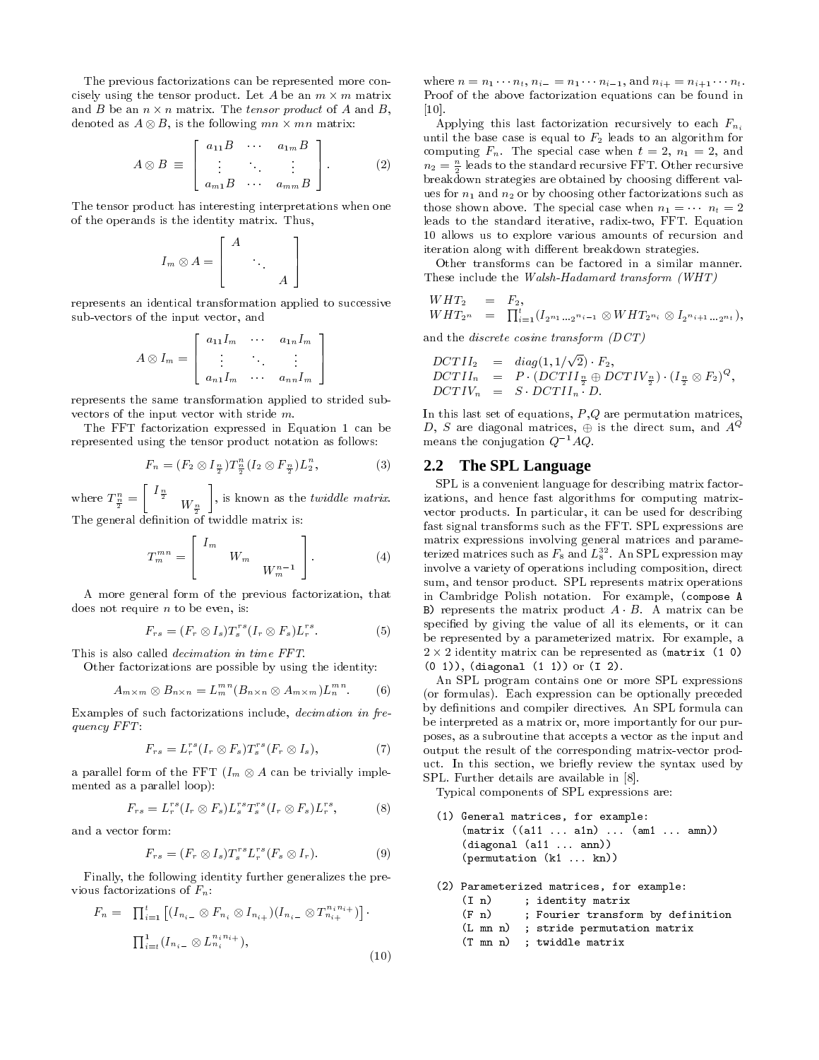The previous factorizations can be represented more concisely using the tensor product. Let $A$ be an $m \times m$ matrix and $B$ be an $n \times n$ matrix. The *tensor product* of $A$ and $B$, denoted as $A \otimes B$, is the following $mn \times mn$ matrix:

$$A \otimes B \;\equiv\; \begin{bmatrix} a_{11}B & \cdots & a_{1m}B \\ \vdots & \ddots & \vdots \\ a_{m1}B & \cdots & a_{mm}B \end{bmatrix}. \quad (2)$$

The tensor product has interesting interpretations when one of the operands is the identity matrix. Thus,

$$I_m \otimes A = \begin{bmatrix} A & & \\ & \ddots & \\ & & A \end{bmatrix}$$

represents an identical transformation applied to successive sub-vectors of the input vector, and

$$A \otimes I_m = \begin{bmatrix} a_{11}I_m & \cdots & a_{1n}I_m \\ \vdots & \ddots & \vdots \\ a_{n1}I_m & \cdots & a_{nn}I_m \end{bmatrix}$$

represents the same transformation applied to strided sub-vectors of the input vector with stride $m$.

The FFT factorization expressed in Equation 1 can be represented using the tensor product notation as follows:

$$F_n = (F_2 \otimes I_{\frac{n}{2}}) T^n_{\frac{n}{2}} (I_2 \otimes F_{\frac{n}{2}}) L^n_2, \quad (3)$$

where $T^n_{\frac{n}{2}} = \begin{bmatrix} I_{\frac{n}{2}} & \\ & W_{\frac{n}{2}} \end{bmatrix}$, is known as the *twiddle matrix*. The general definition of twiddle matrix is:

$$T^{mn}_m = \begin{bmatrix} I_m & & \\ & W_m & \\ & & W_m^{n-1} \end{bmatrix}. \quad (4)$$

A more general form of the previous factorization, that does not require $n$ to be even, is:

$$F_{rs} = (F_r \otimes I_s) T^{rs}_s (I_r \otimes F_s) L^{rs}_r. \quad (5)$$

This is also called *decimation in time FFT*.

Other factorizations are possible by using the identity:

$$A_{m\times m} \otimes B_{n \times n} = L^{mn}_m (B_{n\times n} \otimes A_{m\times m}) L^{mn}_n. \quad (6)$$

Examples of such factorizations include, *decimation in frequency FFT*:

$$F_{rs} = L^{rs}_r (I_r \otimes F_s) T^{rs}_s (F_r \otimes I_s), \quad (7)$$

a parallel form of the FFT ($I_m \otimes A$ can be trivially implemented as a parallel loop):

$$F_{rs} = L^{rs}_r (I_r \otimes F_s) L^{rs}_s T^{rs}_s (I_r \otimes F_s) L^{rs}_r, \quad (8)$$

and a vector form:

$$F_{rs} = (F_r \otimes I_s) T^{rs}_s L^{rs}_r (F_s \otimes I_r). \quad (9)$$

Finally, the following identity further generalizes the previous factorizations of $F_n$:

$$F_n = \prod_{i=1}^{t} \left[ (I_{n_{i-}} \otimes F_{n_i} \otimes I_{n_{i+}})(I_{n_{i-}} \otimes T^{n_i n_{i+}}_{n_{i+}}) \right] \cdot \prod_{i=t}^{1} (I_{n_{i-}} \otimes L^{n_i n_{i+}}_{n_i}), \quad (10)$$

where $n = n_1 \cdots n_t$, $n_{i-} = n_1 \cdots n_{i-1}$, and $n_{i+} = n_{i+1} \cdots n_t$. Proof of the above factorization equations can be found in [10].

Applying this last factorization recursively to each $F_{n_i}$ until the base case is equal to $F_2$ leads to an algorithm for computing $F_n$. The special case when $t = 2$, $n_1 = 2$, and $n_2 = \frac{n}{2}$ leads to the standard recursive FFT. Other recursive breakdown strategies are obtained by choosing different values for $n_1$ and $n_2$ or by choosing other factorizations such as those shown above. The special case when $n_1 = \cdots \; n_t = 2$ leads to the standard iterative, radix-two, FFT. Equation 10 allows us to explore various amounts of recursion and iteration along with different breakdown strategies.

Other transforms can be factored in a similar manner. These include the *Walsh-Hadamard transform (WHT)*

$$\begin{aligned} WHT_2 &= F_2, \\ WHT_{2^n} &= \textstyle\prod_{i=1}^{t} (I_{2^{n_1} \ldots 2^{n_{i-1}}} \otimes WHT_{2^{n_i}} \otimes I_{2^{n_{i+1}} \ldots 2^{n_t}}), \end{aligned}$$

and the *discrete cosine transform (DCT)*

$$\begin{aligned} DCTII_2 &= diag(1, 1/\sqrt{2}) \cdot F_2, \\ DCTII_n &= P \cdot (DCTII_{\frac{n}{2}} \oplus DCTIV_{\frac{n}{2}}) \cdot (I_{\frac{n}{2}} \otimes F_2)^Q, \\ DCTIV_n &= S \cdot DCTII_n \cdot D. \end{aligned}$$

In this last set of equations, $P,Q$ are permutation matrices, $D$, $S$ are diagonal matrices, $\oplus$ is the direct sum, and $A^Q$ means the conjugation $Q^{-1}AQ$.

## 2.2 The SPL Language

SPL is a convenient language for describing matrix factorizations, and hence fast algorithms for computing matrix-vector products. In particular, it can be used for describing fast signal transforms such as the FFT. SPL expressions are matrix expressions involving general matrices and parameterized matrices such as $F_8$ and $L^{32}_8$. An SPL expression may involve a variety of operations including composition, direct sum, and tensor product. SPL represents matrix operations in Cambridge Polish notation. For example, `(compose A B)` represents the matrix product $A \cdot B$. A matrix can be specified by giving the value of all its elements, or it can be represented by a parameterized matrix. For example, a $2 \times 2$ identity matrix can be represented as `(matrix (1 0) (0 1))`, `(diagonal (1 1))` or `(I 2)`.

An SPL program contains one or more SPL expressions (or formulas). Each expression can be optionally preceded by definitions and compiler directives. An SPL formula can be interpreted as a matrix or, more importantly for our purposes, as a subroutine that accepts a vector as the input and output the result of the corresponding matrix-vector product. In this section, we briefly review the syntax used by SPL. Further details are available in [8].

Typical components of SPL expressions are:

```
(1) General matrices, for example:
    (matrix ((a11 ... a1n) ... (am1 ... amn))
    (diagonal (a11 ... ann))
    (permutation (k1 ... kn))

(2) Parameterized matrices, for example:
    (I n)     ; identity matrix
    (F n)     ; Fourier transform by definition
    (L mn n)  ; stride permutation matrix
    (T mn n)  ; twiddle matrix
```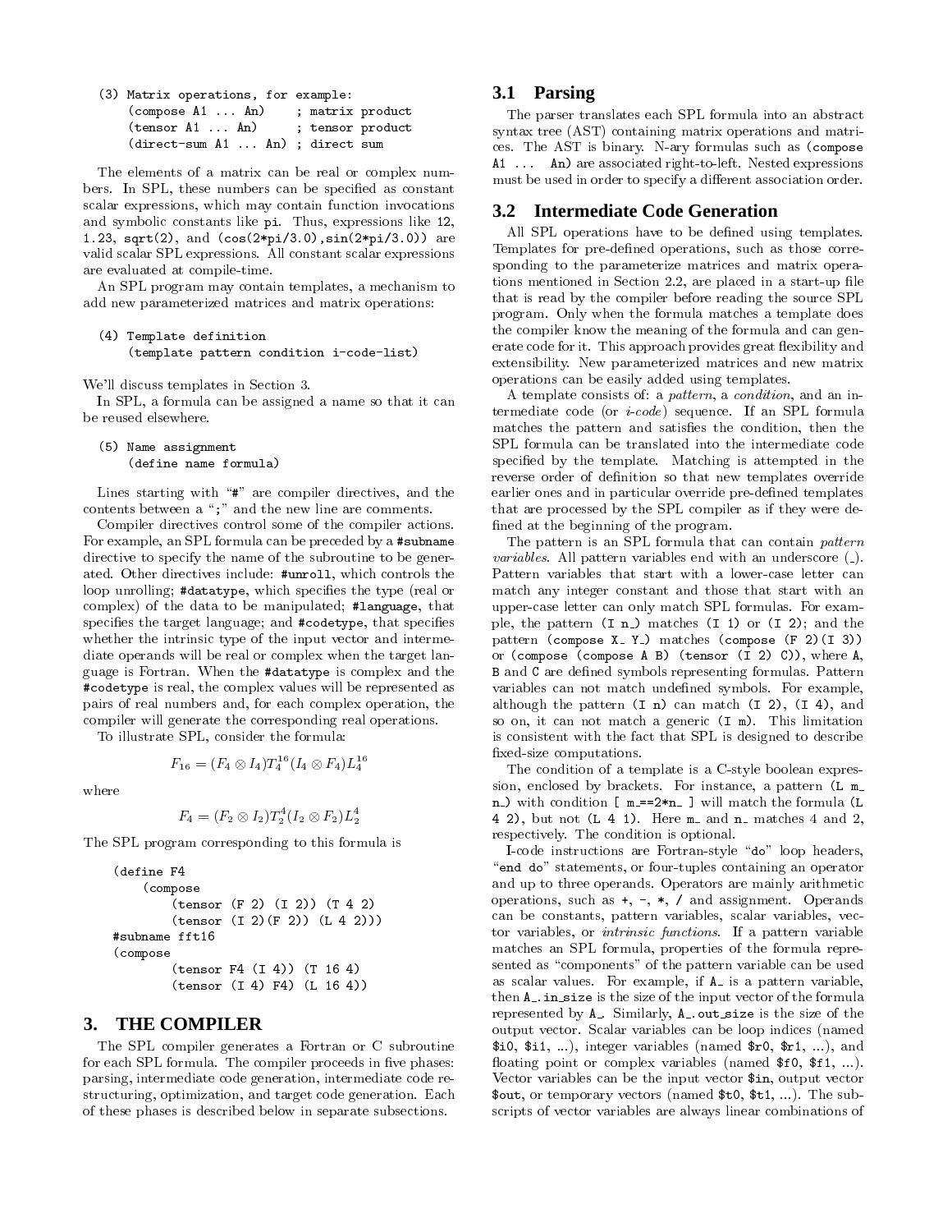```
(3) Matrix operations, for example:
    (compose A1 ... An)    ; matrix product
    (tensor A1 ... An)     ; tensor product
    (direct-sum A1 ... An) ; direct sum
```

The elements of a matrix can be real or complex numbers. In SPL, these numbers can be specified as constant scalar expressions, which may contain function invocations and symbolic constants like `pi`. Thus, expressions like `12`, `1.23`, `sqrt(2)`, and `(cos(2*pi/3.0),sin(2*pi/3.0))` are valid scalar SPL expressions. All constant scalar expressions are evaluated at compile-time.

An SPL program may contain templates, a mechanism to add new parameterized matrices and matrix operations:

```
(4) Template definition
    (template pattern condition i-code-list)
```

We'll discuss templates in Section 3.

In SPL, a formula can be assigned a name so that it can be reused elsewhere.

```
(5) Name assignment
    (define name formula)
```

Lines starting with "`#`" are compiler directives, and the contents between a "`;`" and the new line are comments.

Compiler directives control some of the compiler actions. For example, an SPL formula can be preceded by a `#subname` directive to specify the name of the subroutine to be generated. Other directives include: `#unroll`, which controls the loop unrolling; `#datatype`, which specifies the type (real or complex) of the data to be manipulated; `#language`, that specifies the target language; and `#codetype`, that specifies whether the intrinsic type of the input vector and intermediate operands will be real or complex when the target language is Fortran. When the `#datatype` is complex and the `#codetype` is real, the complex values will be represented as pairs of real numbers and, for each complex operation, the compiler will generate the corresponding real operations.

To illustrate SPL, consider the formula:

$$F_{16} = (F_4 \otimes I_4) T_4^{16} (I_4 \otimes F_4) L_4^{16}$$

where

$$F_4 = (F_2 \otimes I_2) T_2^4 (I_2 \otimes F_2) L_2^4$$

The SPL program corresponding to this formula is

```
(define F4
    (compose
        (tensor (F 2) (I 2)) (T 4 2)
        (tensor (I 2)(F 2)) (L 4 2)))
#subname fft16
(compose
        (tensor F4 (I 4)) (T 16 4)
        (tensor (I 4) F4) (L 16 4))
```

## 3. THE COMPILER

The SPL compiler generates a Fortran or C subroutine for each SPL formula. The compiler proceeds in five phases: parsing, intermediate code generation, intermediate code restructuring, optimization, and target code generation. Each of these phases is described below in separate subsections.

### 3.1 Parsing

The parser translates each SPL formula into an abstract syntax tree (AST) containing matrix operations and matrices. The AST is binary. N-ary formulas such as `(compose A1 ... An)` are associated right-to-left. Nested expressions must be used in order to specify a different association order.

### 3.2 Intermediate Code Generation

All SPL operations have to be defined using templates. Templates for pre-defined operations, such as those corresponding to the parameterize matrices and matrix operations mentioned in Section 2.2, are placed in a start-up file that is read by the compiler before reading the source SPL program. Only when the formula matches a template does the compiler know the meaning of the formula and can generate code for it. This approach provides great flexibility and extensibility. New parameterized matrices and new matrix operations can be easily added using templates.

A template consists of: a *pattern*, a *condition*, and an intermediate code (or *i-code*) sequence. If an SPL formula matches the pattern and satisfies the condition, then the SPL formula can be translated into the intermediate code specified by the template. Matching is attempted in the reverse order of definition so that new templates override earlier ones and in particular override pre-defined templates that are processed by the SPL compiler as if they were defined at the beginning of the program.

The pattern is an SPL formula that can contain *pattern variables*. All pattern variables end with an underscore (`_`). Pattern variables that start with a lower-case letter can match any integer constant and those that start with an upper-case letter can only match SPL formulas. For example, the pattern `(I n_)` matches `(I 1)` or `(I 2)`; and the pattern `(compose X_ Y_)` matches `(compose (F 2)(I 3))` or `(compose (compose A B) (tensor (I 2) C))`, where `A`, `B` and `C` are defined symbols representing formulas. Pattern variables can not match undefined symbols. For example, although the pattern `(I n)` can match `(I 2)`, `(I 4)`, and so on, it can not match a generic `(I m)`. This limitation is consistent with the fact that SPL is designed to describe fixed-size computations.

The condition of a template is a C-style boolean expression, enclosed by brackets. For instance, a pattern `(L m_ n_)` with condition `[ m_==2*n_ ]` will match the formula `(L 4 2)`, but not `(L 4 1)`. Here `m_` and `n_` matches 4 and 2, respectively. The condition is optional.

I-code instructions are Fortran-style "`do`" loop headers, "`end do`" statements, or four-tuples containing an operator and up to three operands. Operators are mainly arithmetic operations, such as `+`, `-`, `*`, `/` and assignment. Operands can be constants, pattern variables, scalar variables, vector variables, or *intrinsic functions*. If a pattern variable matches an SPL formula, properties of the formula represented as "components" of the pattern variable can be used as scalar values. For example, if `A_` is a pattern variable, then `A_.in_size` is the size of the input vector of the formula represented by `A_`. Similarly, `A_.out_size` is the size of the output vector. Scalar variables can be loop indices (named `$i0`, `$i1`, ...), integer variables (named `$r0`, `$r1`, ...), and floating point or complex variables (named `$f0`, `$f1`, ...). Vector variables can be the input vector `$in`, output vector `$out`, or temporary vectors (named `$t0`, `$t1`, ...). The subscripts of vector variables are always linear combinations of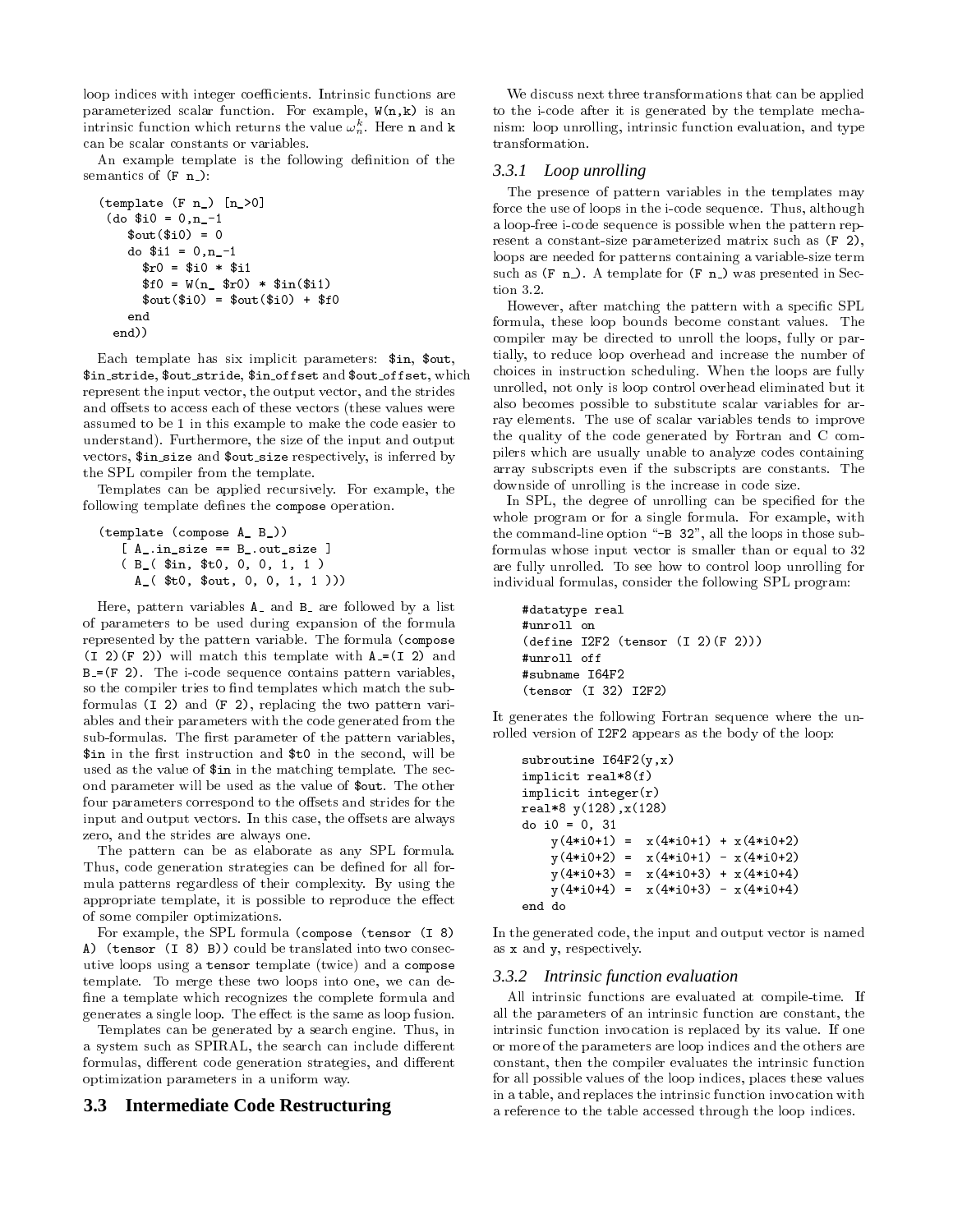loop indices with integer coefficients. Intrinsic functions are parameterized scalar function. For example, `W(n,k)` is an intrinsic function which returns the value $\omega_n^k$. Here `n` and `k` can be scalar constants or variables.

An example template is the following definition of the semantics of `(F n_)`:

```
(template (F n_) [n_>0]
 (do $i0 = 0,n_-1
    $out($i0) = 0
    do $i1 = 0,n_-1
      $r0 = $i0 * $i1
      $f0 = W(n_ $r0) * $in($i1)
      $out($i0) = $out($i0) + $f0
    end
  end))
```

Each template has six implicit parameters: `$in`, `$out`, `$in_stride`, `$out_stride`, `$in_offset` and `$out_offset`, which represent the input vector, the output vector, and the strides and offsets to access each of these vectors (these values were assumed to be 1 in this example to make the code easier to understand). Furthermore, the size of the input and output vectors, `$in_size` and `$out_size` respectively, is inferred by the SPL compiler from the template.

Templates can be applied recursively. For example, the following template defines the `compose` operation.

```
(template (compose A_ B_))
   [ A_.in_size == B_.out_size ]
   ( B_( $in, $t0, 0, 0, 1, 1 )
     A_( $t0, $out, 0, 0, 1, 1 )))
```

Here, pattern variables `A_` and `B_` are followed by a list of parameters to be used during expansion of the formula represented by the pattern variable. The formula `(compose (I 2)(F 2))` will match this template with `A_=(I 2)` and `B_=(F 2)`. The i-code sequence contains pattern variables, so the compiler tries to find templates which match the subformulas `(I 2)` and `(F 2)`, replacing the two pattern variables and their parameters with the code generated from the sub-formulas. The first parameter of the pattern variables, `$in` in the first instruction and `$t0` in the second, will be used as the value of `$in` in the matching template. The second parameter will be used as the value of `$out`. The other four parameters correspond to the offsets and strides for the input and output vectors. In this case, the offsets are always zero, and the strides are always one.

The pattern can be as elaborate as any SPL formula. Thus, code generation strategies can be defined for all formula patterns regardless of their complexity. By using the appropriate template, it is possible to reproduce the effect of some compiler optimizations.

For example, the SPL formula `(compose (tensor (I 8) A) (tensor (I 8) B))` could be translated into two consecutive loops using a `tensor` template (twice) and a `compose` template. To merge these two loops into one, we can define a template which recognizes the complete formula and generates a single loop. The effect is the same as loop fusion.

Templates can be generated by a search engine. Thus, in a system such as SPIRAL, the search can include different formulas, different code generation strategies, and different optimization parameters in a uniform way.

## 3.3 Intermediate Code Restructuring

We discuss next three transformations that can be applied to the i-code after it is generated by the template mechanism: loop unrolling, intrinsic function evaluation, and type transformation.

### 3.3.1 Loop unrolling

The presence of pattern variables in the templates may force the use of loops in the i-code sequence. Thus, although a loop-free i-code sequence is possible when the pattern represent a constant-size parameterized matrix such as `(F 2)`, loops are needed for patterns containing a variable-size term such as `(F n_)`. A template for `(F n_)` was presented in Section 3.2.

However, after matching the pattern with a specific SPL formula, these loop bounds become constant values. The compiler may be directed to unroll the loops, fully or partially, to reduce loop overhead and increase the number of choices in instruction scheduling. When the loops are fully unrolled, not only is loop control overhead eliminated but it also becomes possible to substitute scalar variables for array elements. The use of scalar variables tends to improve the quality of the code generated by Fortran and C compilers which are usually unable to analyze codes containing array subscripts even if the subscripts are constants. The downside of unrolling is the increase in code size.

In SPL, the degree of unrolling can be specified for the whole program or for a single formula. For example, with the command-line option "`-B 32`", all the loops in those subformulas whose input vector is smaller than or equal to 32 are fully unrolled. To see how to control loop unrolling for individual formulas, consider the following SPL program:

```
#datatype real
#unroll on
(define I2F2 (tensor (I 2)(F 2)))
#unroll off
#subname I64F2
(tensor (I 32) I2F2)
```

It generates the following Fortran sequence where the unrolled version of `I2F2` appears as the body of the loop:

```
subroutine I64F2(y,x)
implicit real*8(f)
implicit integer(r)
real*8 y(128),x(128)
do i0 = 0, 31
    y(4*i0+1) =  x(4*i0+1) + x(4*i0+2)
    y(4*i0+2) =  x(4*i0+1) - x(4*i0+2)
    y(4*i0+3) =  x(4*i0+3) + x(4*i0+4)
    y(4*i0+4) =  x(4*i0+3) - x(4*i0+4)
end do
```

In the generated code, the input and output vector is named as `x` and `y`, respectively.

### 3.3.2 Intrinsic function evaluation

All intrinsic functions are evaluated at compile-time. If all the parameters of an intrinsic function are constant, the intrinsic function invocation is replaced by its value. If one or more of the parameters are loop indices and the others are constant, then the compiler evaluates the intrinsic function for all possible values of the loop indices, places these values in a table, and replaces the intrinsic function invocation with a reference to the table accessed through the loop indices.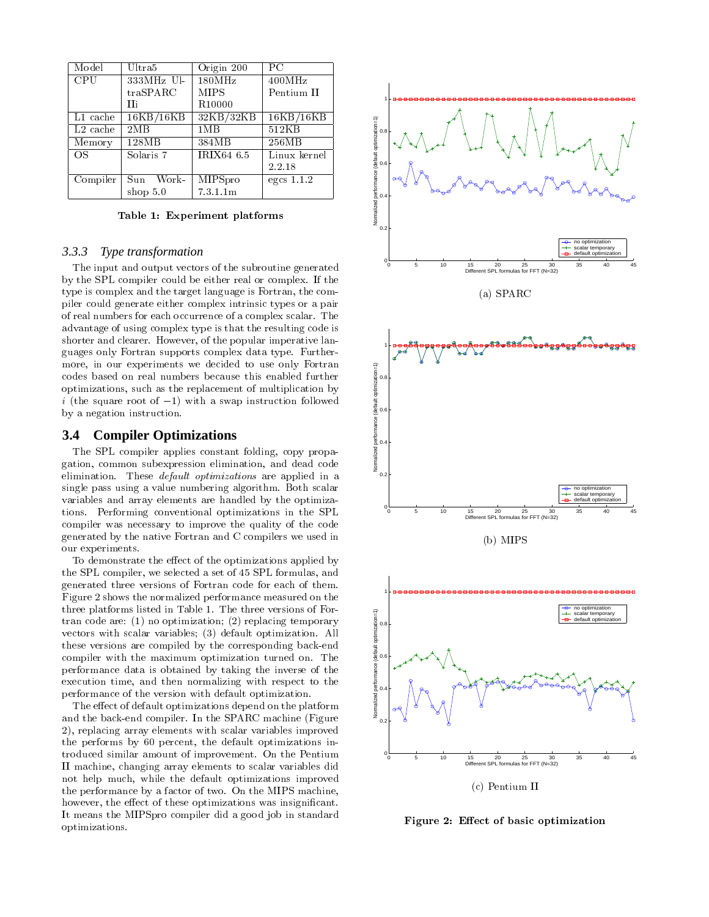| Model | Ultra5 | Origin 200 | PC |
|---|---|---|---|
| CPU | 333MHz UltraSPARC IIi | 180MHz MIPS R10000 | 400MHz Pentium II |
| L1 cache | 16KB/16KB | 32KB/32KB | 16KB/16KB |
| L2 cache | 2MB | 1MB | 512KB |
| Memory | 128MB | 384MB | 256MB |
| OS | Solaris 7 | IRIX64 6.5 | Linux kernel 2.2.18 |
| Compiler | Sun Workshop 5.0 | MIPSpro 7.3.1.1m | egcs 1.1.2 |

**Table 1: Experiment platforms**

### 3.3.3 *Type transformation*

The input and output vectors of the subroutine generated by the SPL compiler could be either real or complex. If the type is complex and the target language is Fortran, the compiler could generate either complex intrinsic types or a pair of real numbers for each occurrence of a complex scalar. The advantage of using complex type is that the resulting code is shorter and clearer. However, of the popular imperative languages only Fortran supports complex data type. Furthermore, in our experiments we decided to use only Fortran codes based on real numbers because this enabled further optimizations, such as the replacement of multiplication by $i$ (the square root of $-1$) with a swap instruction followed by a negation instruction.

## 3.4 Compiler Optimizations

The SPL compiler applies constant folding, copy propagation, common subexpression elimination, and dead code elimination. These *default optimizations* are applied in a single pass using a value numbering algorithm. Both scalar variables and array elements are handled by the optimizations. Performing conventional optimizations in the SPL compiler was necessary to improve the quality of the code generated by the native Fortran and C compilers we used in our experiments.

To demonstrate the effect of the optimizations applied by the SPL compiler, we selected a set of 45 SPL formulas, and generated three versions of Fortran code for each of them. Figure 2 shows the normalized performance measured on the three platforms listed in Table 1. The three versions of Fortran code are: (1) no optimization; (2) replacing temporary vectors with scalar variables; (3) default optimization. All these versions are compiled by the corresponding back-end compiler with the maximum optimization turned on. The performance data is obtained by taking the inverse of the execution time, and then normalizing with respect to the performance of the version with default optimization.

The effect of default optimizations depend on the platform and the back-end compiler. In the SPARC machine (Figure 2), replacing array elements with scalar variables improved the performs by 60 percent, the default optimizations introduced similar amount of improvement. On the Pentium II machine, changing array elements to scalar variables did not help much, while the default optimizations improved the performance by a factor of two. On the MIPS machine, however, the effect of these optimizations was insignificant. It means the MIPSpro compiler did a good job in standard optimizations.

(a) SPARC

(b) MIPS

(c) Pentium II

**Figure 2: Effect of basic optimization**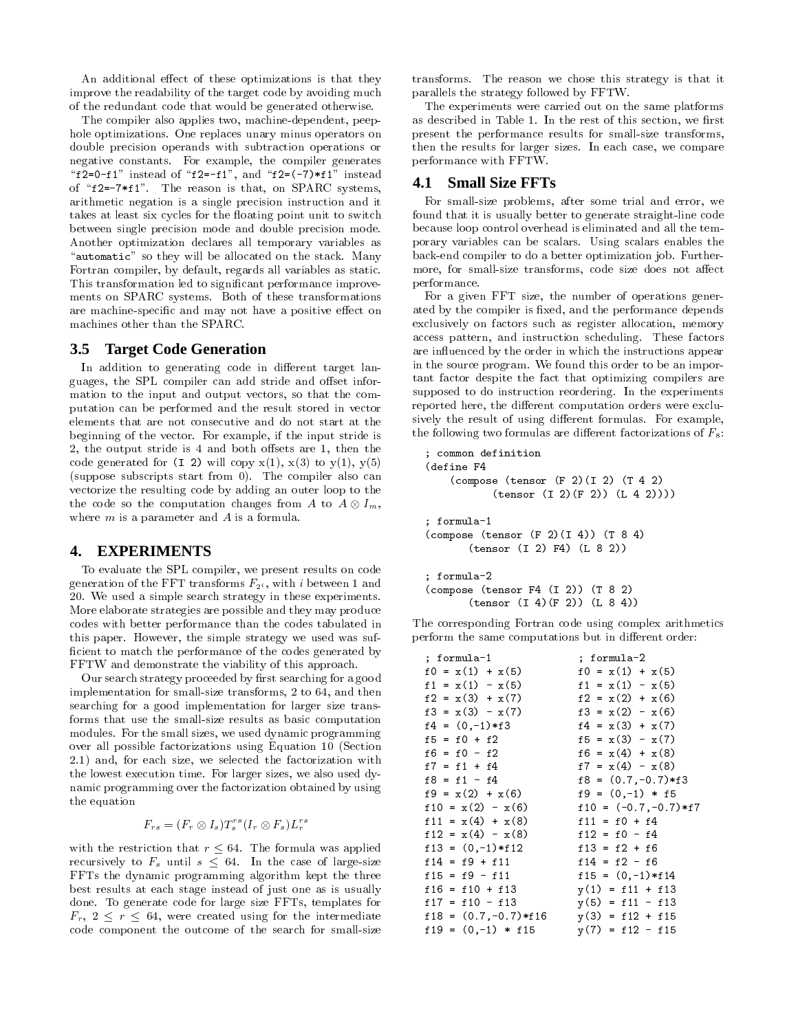An additional effect of these optimizations is that they improve the readability of the target code by avoiding much of the redundant code that would be generated otherwise.

The compiler also applies two, machine-dependent, peephole optimizations. One replaces unary minus operators on double precision operands with subtraction operations or negative constants. For example, the compiler generates "`f2=0-f1`" instead of "`f2=-f1`", and "`f2=(-7)*f1`" instead of "`f2=-7*f1`". The reason is that, on SPARC systems, arithmetic negation is a single precision instruction and it takes at least six cycles for the floating point unit to switch between single precision mode and double precision mode. Another optimization declares all temporary variables as "`automatic`" so they will be allocated on the stack. Many Fortran compiler, by default, regards all variables as static. This transformation led to significant performance improvements on SPARC systems. Both of these transformations are machine-specific and may not have a positive effect on machines other than the SPARC.

### 3.5 Target Code Generation

In addition to generating code in different target languages, the SPL compiler can add stride and offset information to the input and output vectors, so that the computation can be performed and the result stored in vector elements that are not consecutive and do not start at the beginning of the vector. For example, if the input stride is 2, the output stride is 4 and both offsets are 1, then the code generated for `(I 2)` will copy x(1), x(3) to y(1), y(5) (suppose subscripts start from 0). The compiler also can vectorize the resulting code by adding an outer loop to the the code so the computation changes from $A$ to $A \otimes I_m$, where $m$ is a parameter and $A$ is a formula.

## 4. EXPERIMENTS

To evaluate the SPL compiler, we present results on code generation of the FFT transforms $F_{2^i}$, with $i$ between 1 and 20. We used a simple search strategy in these experiments. More elaborate strategies are possible and they may produce codes with better performance than the codes tabulated in this paper. However, the simple strategy we used was sufficient to match the performance of the codes generated by FFTW and demonstrate the viability of this approach.

Our search strategy proceeded by first searching for a good implementation for small-size transforms, 2 to 64, and then searching for a good implementation for larger size transforms that use the small-size results as basic computation modules. For the small sizes, we used dynamic programming over all possible factorizations using Equation 10 (Section 2.1) and, for each size, we selected the factorization with the lowest execution time. For larger sizes, we also used dynamic programming over the factorization obtained by using the equation

$$F_{rs} = (F_r \otimes I_s) T_s^{rs} (I_r \otimes F_s) L_r^{rs}$$

with the restriction that $r \leq 64$. The formula was applied recursively to $F_s$ until $s \leq 64$. In the case of large-size FFTs the dynamic programming algorithm kept the three best results at each stage instead of just one as is usually done. To generate code for large size FFTs, templates for $F_r$, $2 \leq r \leq 64$, were created using for the intermediate code component the outcome of the search for small-size transforms. The reason we chose this strategy is that it parallels the strategy followed by FFTW.

The experiments were carried out on the same platforms as described in Table 1. In the rest of this section, we first present the performance results for small-size transforms, then the results for larger sizes. In each case, we compare performance with FFTW.

### 4.1 Small Size FFTs

For small-size problems, after some trial and error, we found that it is usually better to generate straight-line code because loop control overhead is eliminated and all the temporary variables can be scalars. Using scalars enables the back-end compiler to do a better optimization job. Furthermore, for small-size transforms, code size does not affect performance.

For a given FFT size, the number of operations generated by the compiler is fixed, and the performance depends exclusively on factors such as register allocation, memory access pattern, and instruction scheduling. These factors are influenced by the order in which the instructions appear in the source program. We found this order to be an important factor despite the fact that optimizing compilers are supposed to do instruction reordering. In the experiments reported here, the different computation orders were exclusively the result of using different formulas. For example, the following two formulas are different factorizations of $F_8$:

```
; common definition
(define F4
    (compose (tensor (F 2)(I 2) (T 4 2)
          (tensor (I 2)(F 2)) (L 4 2))))

; formula-1
(compose (tensor (F 2)(I 4)) (T 8 4)
       (tensor (I 2) F4) (L 8 2))

; formula-2
(compose (tensor F4 (I 2)) (T 8 2)
       (tensor (I 4)(F 2)) (L 8 4))
```

The corresponding Fortran code using complex arithmetics perform the same computations but in different order:

```
; formula-1              ; formula-2
f0 = x(1) + x(5)         f0 = x(1) + x(5)
f1 = x(1) - x(5)         f1 = x(1) - x(5)
f2 = x(3) + x(7)         f2 = x(2) + x(6)
f3 = x(3) - x(7)         f3 = x(2) - x(6)
f4 = (0,-1)*f3           f4 = x(3) + x(7)
f5 = f0 + f2             f5 = x(3) - x(7)
f6 = f0 - f2             f6 = x(4) + x(8)
f7 = f1 + f4             f7 = x(4) - x(8)
f8 = f1 - f4             f8 = (0.7,-0.7)*f3
f9 = x(2) + x(6)         f9 = (0,-1) * f5
f10 = x(2) - x(6)        f10 = (-0.7,-0.7)*f7
f11 = x(4) + x(8)        f11 = f0 + f4
f12 = x(4) - x(8)        f12 = f0 - f4
f13 = (0,-1)*f12         f13 = f2 + f6
f14 = f9 + f11           f14 = f2 - f6
f15 = f9 - f11           f15 = (0,-1)*f14
f16 = f10 + f13          y(1) = f11 + f13
f17 = f10 - f13          y(5) = f11 - f13
f18 = (0.7,-0.7)*f16     y(3) = f12 + f15
f19 = (0,-1) * f15       y(7) = f12 - f15
```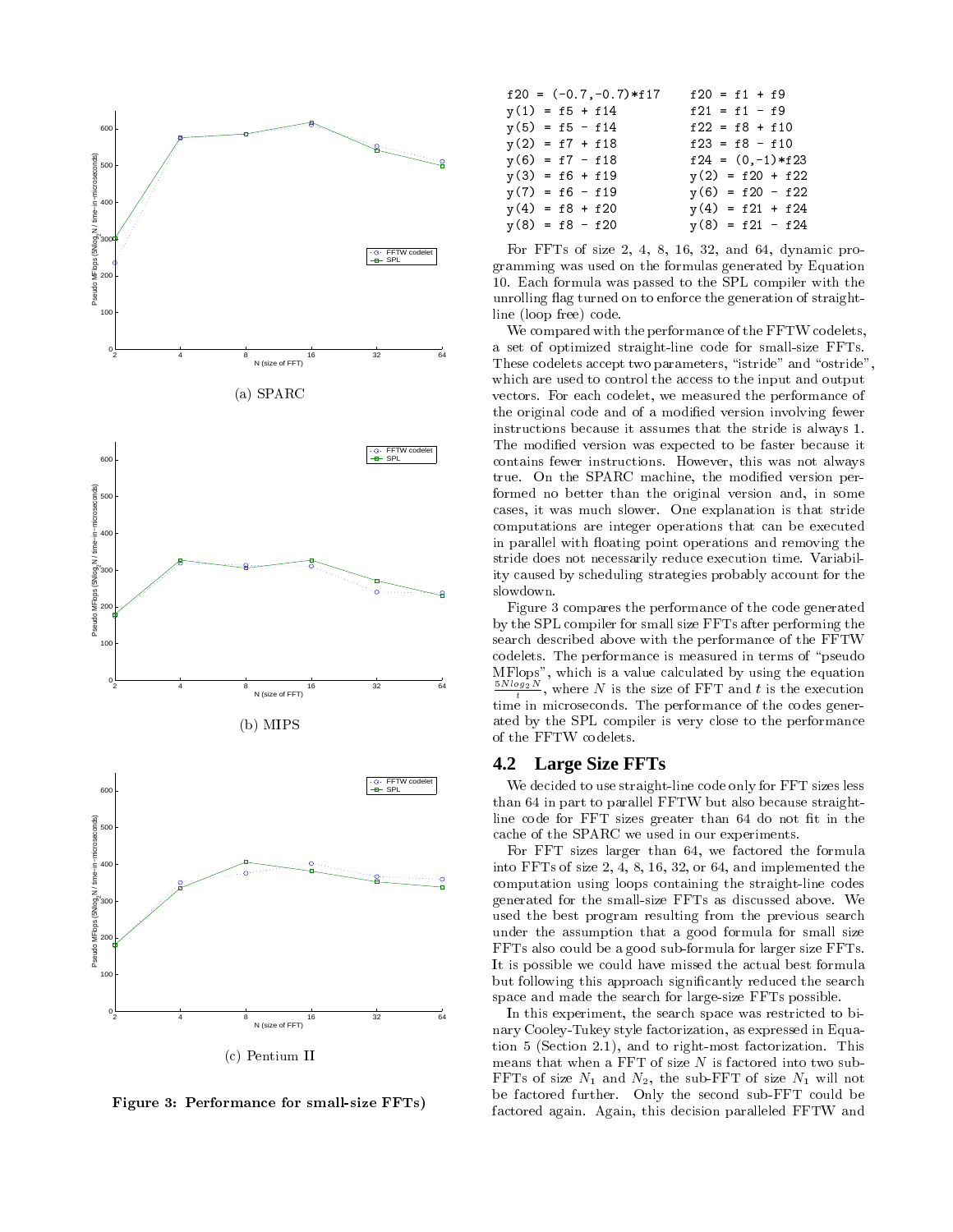(a) SPARC

(b) MIPS

(c) Pentium II

**Figure 3: Performance for small-size FFTs)**

```
f20 = (-0.7,-0.7)*f17     f20 = f1 + f9
y(1) = f5 + f14           f21 = f1 - f9
y(5) = f5 - f14           f22 = f8 + f10
y(2) = f7 + f18           f23 = f8 - f10
y(6) = f7 - f18           f24 = (0,-1)*f23
y(3) = f6 + f19           y(2) = f20 + f22
y(7) = f6 - f19           y(6) = f20 - f22
y(4) = f8 + f20           y(4) = f21 + f24
y(8) = f8 - f20           y(8) = f21 - f24
```

For FFTs of size 2, 4, 8, 16, 32, and 64, dynamic programming was used on the formulas generated by Equation 10. Each formula was passed to the SPL compiler with the unrolling flag turned on to enforce the generation of straight-line (loop free) code.

We compared with the performance of the FFTW codelets, a set of optimized straight-line code for small-size FFTs. These codelets accept two parameters, "istride" and "ostride", which are used to control the access to the input and output vectors. For each codelet, we measured the performance of the original code and of a modified version involving fewer instructions because it assumes that the stride is always 1. The modified version was expected to be faster because it contains fewer instructions. However, this was not always true. On the SPARC machine, the modified version performed no better than the original version and, in some cases, it was much slower. One explanation is that stride computations are integer operations that can be executed in parallel with floating point operations and removing the stride does not necessarily reduce execution time. Variability caused by scheduling strategies probably account for the slowdown.

Figure 3 compares the performance of the code generated by the SPL compiler for small size FFTs after performing the search described above with the performance of the FFTW codelets. The performance is measured in terms of "pseudo MFlops", which is a value calculated by using the equation $\frac{5 N log_2 N}{t}$, where $N$ is the size of FFT and $t$ is the execution time in microseconds. The performance of the codes generated by the SPL compiler is very close to the performance of the FFTW codelets.

## 4.2 Large Size FFTs

We decided to use straight-line code only for FFT sizes less than 64 in part to parallel FFTW but also because straight-line code for FFT sizes greater than 64 do not fit in the cache of the SPARC we used in our experiments.

For FFT sizes larger than 64, we factored the formula into FFTs of size 2, 4, 8, 16, 32, or 64, and implemented the computation using loops containing the straight-line codes generated for the small-size FFTs as discussed above. We used the best program resulting from the previous search under the assumption that a good formula for small size FFTs also could be a good sub-formula for larger size FFTs. It is possible we could have missed the actual best formula but following this approach significantly reduced the search space and made the search for large-size FFTs possible.

In this experiment, the search space was restricted to binary Cooley-Tukey style factorization, as expressed in Equation 5 (Section 2.1), and to right-most factorization. This means that when a FFT of size $N$ is factored into two sub-FFTs of size $N_1$ and $N_2$, the sub-FFT of size $N_1$ will not be factored further. Only the second sub-FFT could be factored again. Again, this decision paralleled FFTW and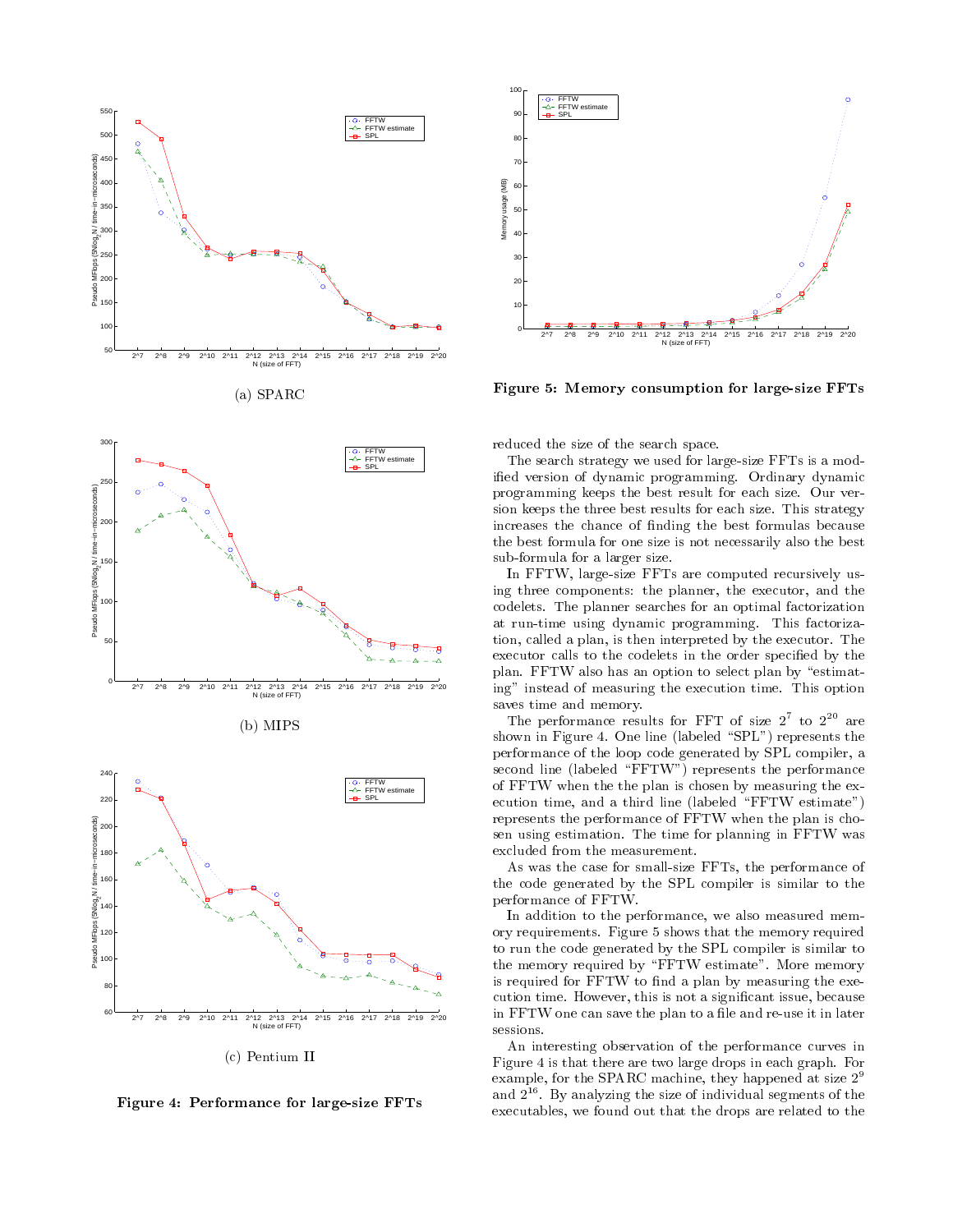(a) SPARC

(b) MIPS

(c) Pentium II

**Figure 4: Performance for large-size FFTs**

**Figure 5: Memory consumption for large-size FFTs**

reduced the size of the search space.

The search strategy we used for large-size FFTs is a modified version of dynamic programming. Ordinary dynamic programming keeps the best result for each size. Our version keeps the three best results for each size. This strategy increases the chance of finding the best formulas because the best formula for one size is not necessarily also the best sub-formula for a larger size.

In FFTW, large-size FFTs are computed recursively using three components: the planner, the executor, and the codelets. The planner searches for an optimal factorization at run-time using dynamic programming. This factorization, called a plan, is then interpreted by the executor. The executor calls to the codelets in the order specified by the plan. FFTW also has an option to select plan by "estimating" instead of measuring the execution time. This option saves time and memory.

The performance results for FFT of size $2^7$ to $2^{20}$ are shown in Figure 4. One line (labeled "SPL") represents the performance of the loop code generated by SPL compiler, a second line (labeled "FFTW") represents the performance of FFTW when the the plan is chosen by measuring the execution time, and a third line (labeled "FFTW estimate") represents the performance of FFTW when the plan is chosen using estimation. The time for planning in FFTW was excluded from the measurement.

As was the case for small-size FFTs, the performance of the code generated by the SPL compiler is similar to the performance of FFTW.

In addition to the performance, we also measured memory requirements. Figure 5 shows that the memory required to run the code generated by the SPL compiler is similar to the memory required by "FFTW estimate". More memory is required for FFTW to find a plan by measuring the execution time. However, this is not a significant issue, because in FFTW one can save the plan to a file and re-use it in later sessions.

An interesting observation of the performance curves in Figure 4 is that there are two large drops in each graph. For example, for the SPARC machine, they happened at size $2^9$ and $2^{16}$. By analyzing the size of individual segments of the executables, we found out that the drops are related to the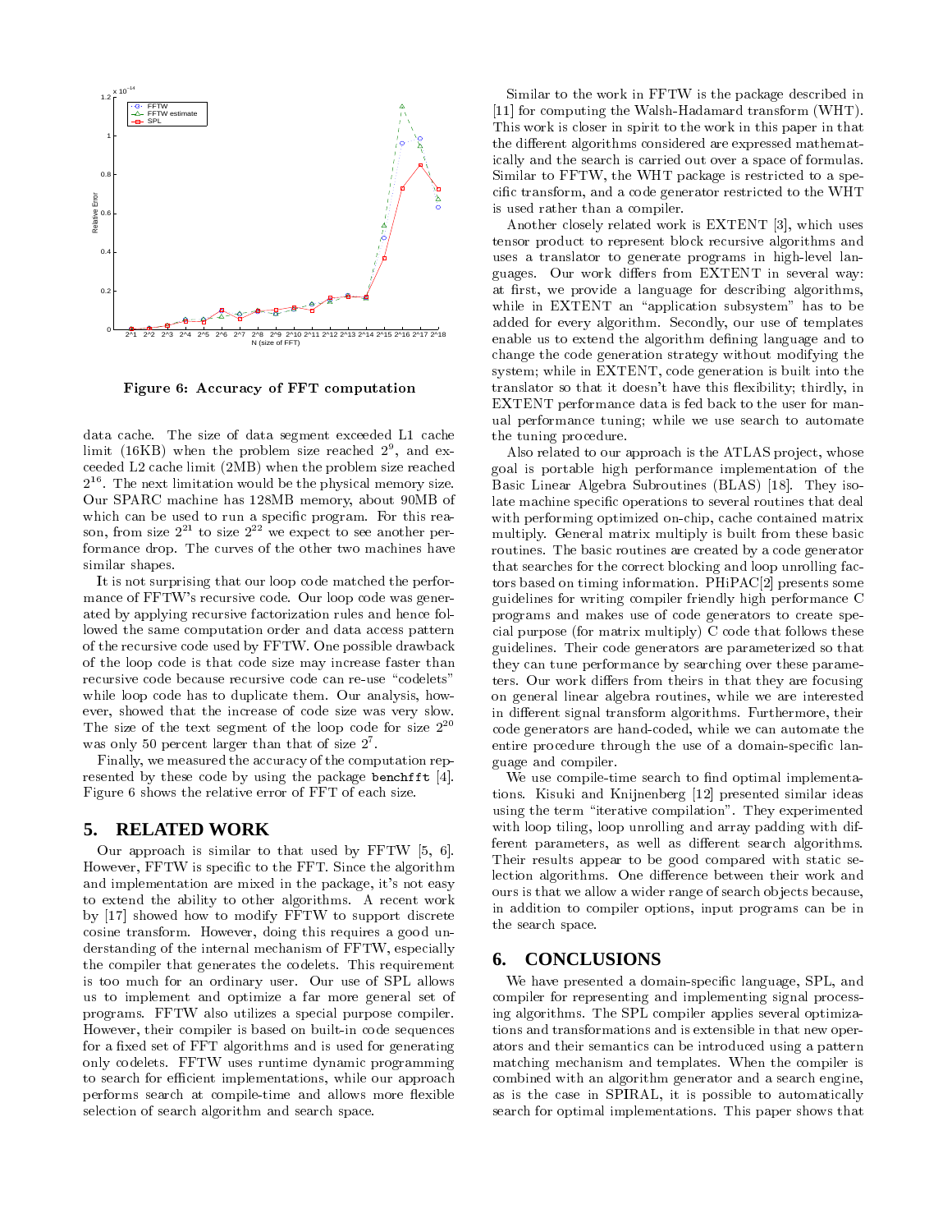Figure 6: Accuracy of FFT computation

data cache. The size of data segment exceeded L1 cache limit (16KB) when the problem size reached $2^9$, and exceeded L2 cache limit (2MB) when the problem size reached $2^{16}$. The next limitation would be the physical memory size. Our SPARC machine has 128MB memory, about 90MB of which can be used to run a specific program. For this reason, from size $2^{21}$ to size $2^{22}$ we expect to see another performance drop. The curves of the other two machines have similar shapes.

It is not surprising that our loop code matched the performance of FFTW's recursive code. Our loop code was generated by applying recursive factorization rules and hence followed the same computation order and data access pattern of the recursive code used by FFTW. One possible drawback of the loop code is that code size may increase faster than recursive code because recursive code can re-use "codelets" while loop code has to duplicate them. Our analysis, however, showed that the increase of code size was very slow. The size of the text segment of the loop code for size $2^{20}$ was only 50 percent larger than that of size $2^7$.

Finally, we measured the accuracy of the computation represented by these code by using the package `benchfft` [4]. Figure 6 shows the relative error of FFT of each size.

## 5. RELATED WORK

Our approach is similar to that used by FFTW [5, 6]. However, FFTW is specific to the FFT. Since the algorithm and implementation are mixed in the package, it's not easy to extend the ability to other algorithms. A recent work by [17] showed how to modify FFTW to support discrete cosine transform. However, doing this requires a good understanding of the internal mechanism of FFTW, especially the compiler that generates the codelets. This requirement is too much for an ordinary user. Our use of SPL allows us to implement and optimize a far more general set of programs. FFTW also utilizes a special purpose compiler. However, their compiler is based on built-in code sequences for a fixed set of FFT algorithms and is used for generating only codelets. FFTW uses runtime dynamic programming to search for efficient implementations, while our approach performs search at compile-time and allows more flexible selection of search algorithm and search space.

Similar to the work in FFTW is the package described in [11] for computing the Walsh-Hadamard transform (WHT). This work is closer in spirit to the work in this paper in that the different algorithms considered are expressed mathematically and the search is carried out over a space of formulas. Similar to FFTW, the WHT package is restricted to a specific transform, and a code generator restricted to the WHT is used rather than a compiler.

Another closely related work is EXTENT [3], which uses tensor product to represent block recursive algorithms and uses a translator to generate programs in high-level languages. Our work differs from EXTENT in several way: at first, we provide a language for describing algorithms, while in EXTENT an "application subsystem" has to be added for every algorithm. Secondly, our use of templates enable us to extend the algorithm defining language and to change the code generation strategy without modifying the system; while in EXTENT, code generation is built into the translator so that it doesn't have this flexibility; thirdly, in EXTENT performance data is fed back to the user for manual performance tuning; while we use search to automate the tuning procedure.

Also related to our approach is the ATLAS project, whose goal is portable high performance implementation of the Basic Linear Algebra Subroutines (BLAS) [18]. They isolate machine specific operations to several routines that deal with performing optimized on-chip, cache contained matrix multiply. General matrix multiply is built from these basic routines. The basic routines are created by a code generator that searches for the correct blocking and loop unrolling factors based on timing information. PHiPAC[2] presents some guidelines for writing compiler friendly high performance C programs and makes use of code generators to create special purpose (for matrix multiply) C code that follows these guidelines. Their code generators are parameterized so that they can tune performance by searching over these parameters. Our work differs from theirs in that they are focusing on general linear algebra routines, while we are interested in different signal transform algorithms. Furthermore, their code generators are hand-coded, while we can automate the entire procedure through the use of a domain-specific language and compiler.

We use compile-time search to find optimal implementations. Kisuki and Knijnenberg [12] presented similar ideas using the term "iterative compilation". They experimented with loop tiling, loop unrolling and array padding with different parameters, as well as different search algorithms. Their results appear to be good compared with static selection algorithms. One difference between their work and ours is that we allow a wider range of search objects because, in addition to compiler options, input programs can be in the search space.

## 6. CONCLUSIONS

We have presented a domain-specific language, SPL, and compiler for representing and implementing signal processing algorithms. The SPL compiler applies several optimizations and transformations and is extensible in that new operators and their semantics can be introduced using a pattern matching mechanism and templates. When the compiler is combined with an algorithm generator and a search engine, as is the case in SPIRAL, it is possible to automatically search for optimal implementations. This paper shows that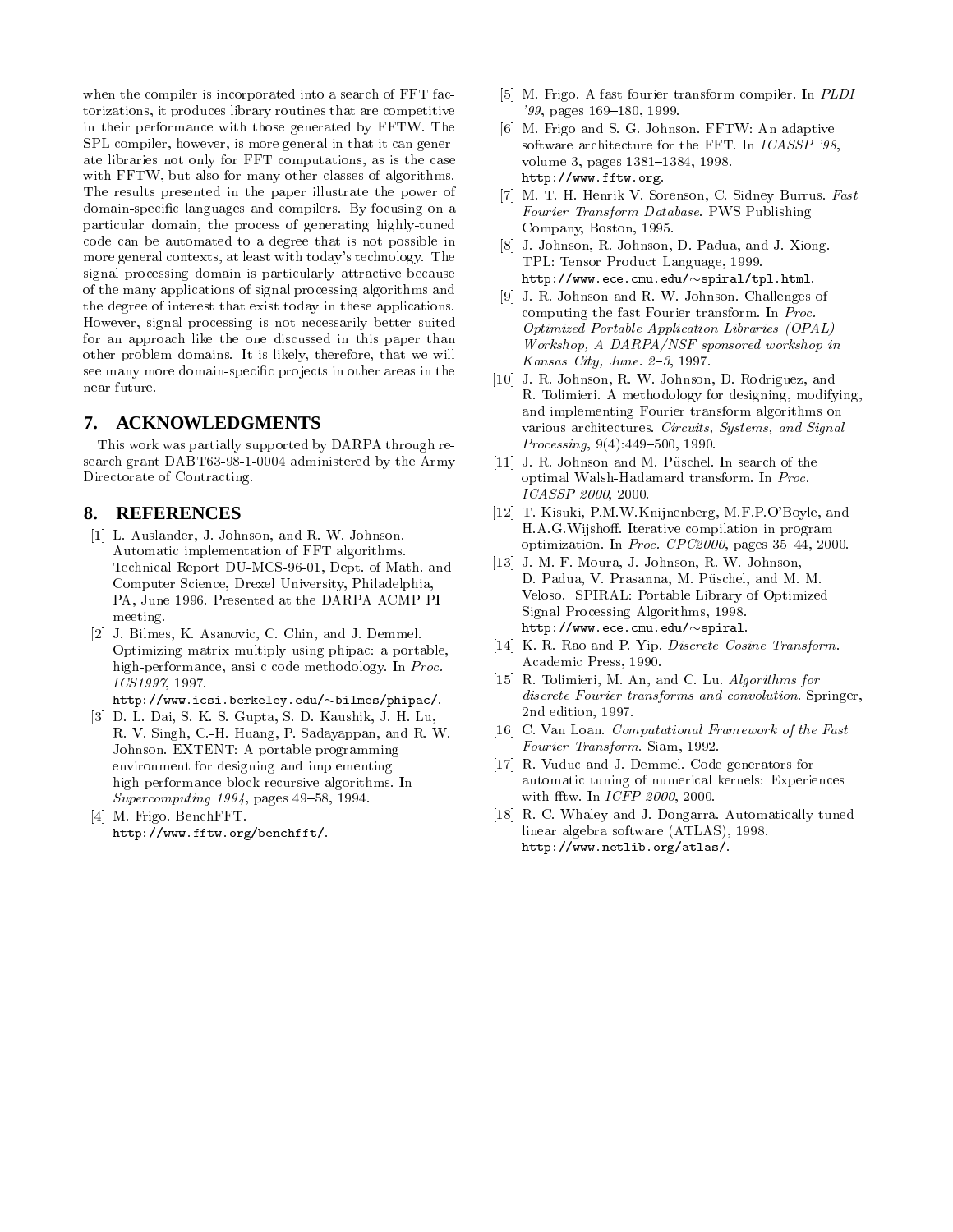when the compiler is incorporated into a search of FFT factorizations, it produces library routines that are competitive in their performance with those generated by FFTW. The SPL compiler, however, is more general in that it can generate libraries not only for FFT computations, as is the case with FFTW, but also for many other classes of algorithms. The results presented in the paper illustrate the power of domain-specific languages and compilers. By focusing on a particular domain, the process of generating highly-tuned code can be automated to a degree that is not possible in more general contexts, at least with today's technology. The signal processing domain is particularly attractive because of the many applications of signal processing algorithms and the degree of interest that exist today in these applications. However, signal processing is not necessarily better suited for an approach like the one discussed in this paper than other problem domains. It is likely, therefore, that we will see many more domain-specific projects in other areas in the near future.

## 7. ACKNOWLEDGMENTS

This work was partially supported by DARPA through research grant DABT63-98-1-0004 administered by the Army Directorate of Contracting.

## 8. REFERENCES

[1] L. Auslander, J. Johnson, and R. W. Johnson. Automatic implementation of FFT algorithms. Technical Report DU-MCS-96-01, Dept. of Math. and Computer Science, Drexel University, Philadelphia, PA, June 1996. Presented at the DARPA ACMP PI meeting.

[2] J. Bilmes, K. Asanovic, C. Chin, and J. Demmel. Optimizing matrix multiply using phipac: a portable, high-performance, ansi c code methodology. In *Proc. ICS1997*, 1997. http://www.icsi.berkeley.edu/~bilmes/phipac/.

[3] D. L. Dai, S. K. S. Gupta, S. D. Kaushik, J. H. Lu, R. V. Singh, C.-H. Huang, P. Sadayappan, and R. W. Johnson. EXTENT: A portable programming environment for designing and implementing high-performance block recursive algorithms. In *Supercomputing 1994*, pages 49–58, 1994.

[4] M. Frigo. BenchFFT. http://www.fftw.org/benchfft/.

[5] M. Frigo. A fast fourier transform compiler. In *PLDI '99*, pages 169–180, 1999.

[6] M. Frigo and S. G. Johnson. FFTW: An adaptive software architecture for the FFT. In *ICASSP '98*, volume 3, pages 1381–1384, 1998. http://www.fftw.org.

[7] M. T. H. Henrik V. Sorenson, C. Sidney Burrus. *Fast Fourier Transform Database*. PWS Publishing Company, Boston, 1995.

[8] J. Johnson, R. Johnson, D. Padua, and J. Xiong. TPL: Tensor Product Language, 1999. http://www.ece.cmu.edu/~spiral/tpl.html.

[9] J. R. Johnson and R. W. Johnson. Challenges of computing the fast Fourier transform. In *Proc. Optimized Portable Application Libraries (OPAL) Workshop, A DARPA/NSF sponsored workshop in Kansas City, June. 2–3*, 1997.

[10] J. R. Johnson, R. W. Johnson, D. Rodriguez, and R. Tolimieri. A methodology for designing, modifying, and implementing Fourier transform algorithms on various architectures. *Circuits, Systems, and Signal Processing*, 9(4):449–500, 1990.

[11] J. R. Johnson and M. Püschel. In search of the optimal Walsh-Hadamard transform. In *Proc. ICASSP 2000*, 2000.

[12] T. Kisuki, P.M.W.Knijnenberg, M.F.P.O'Boyle, and H.A.G.Wijshoff. Iterative compilation in program optimization. In *Proc. CPC2000*, pages 35–44, 2000.

[13] J. M. F. Moura, J. Johnson, R. W. Johnson, D. Padua, V. Prasanna, M. Püschel, and M. M. Veloso. SPIRAL: Portable Library of Optimized Signal Processing Algorithms, 1998. http://www.ece.cmu.edu/~spiral.

[14] K. R. Rao and P. Yip. *Discrete Cosine Transform*. Academic Press, 1990.

[15] R. Tolimieri, M. An, and C. Lu. *Algorithms for discrete Fourier transforms and convolution*. Springer, 2nd edition, 1997.

[16] C. Van Loan. *Computational Framework of the Fast Fourier Transform*. Siam, 1992.

[17] R. Vuduc and J. Demmel. Code generators for automatic tuning of numerical kernels: Experiences with fftw. In *ICFP 2000*, 2000.

[18] R. C. Whaley and J. Dongarra. Automatically tuned linear algebra software (ATLAS), 1998. http://www.netlib.org/atlas/.